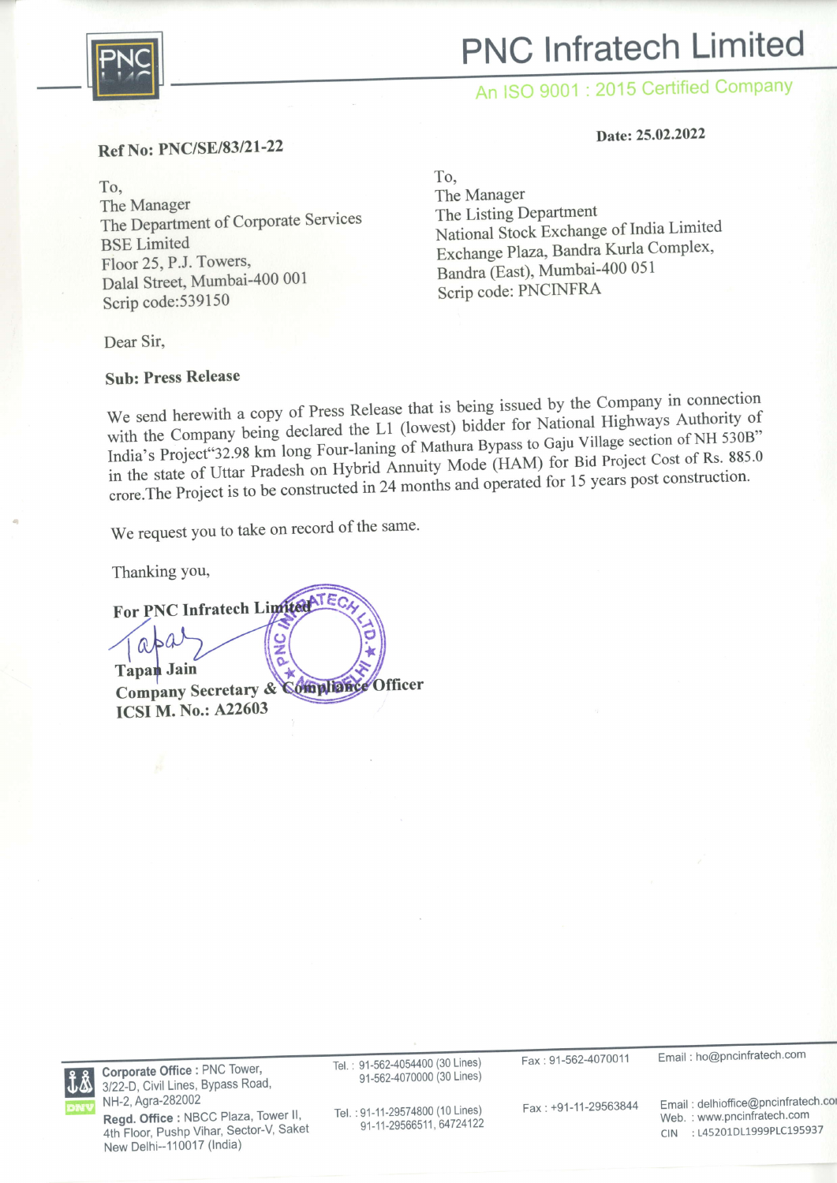# PNC Infratech Limited

An ISO 9001 : 2015 Certified Company

**Ref No: PNC/SE/83/21-22**

**Date: 25.02.2022**

To,
The Manager
The Department of Corporate Services
BSE Limited
Floor 25, P.J. Towers,
Dalal Street, Mumbai-400 001
Scrip code:539150

To,
The Manager
The Listing Department
National Stock Exchange of India Limited
Exchange Plaza, Bandra Kurla Complex,
Bandra (East), Mumbai-400 051
Scrip code: PNCINFRA

Dear Sir,

**Sub: Press Release**

We send herewith a copy of Press Release that is being issued by the Company in connection with the Company being declared the L1 (lowest) bidder for National Highways Authority of India's Project"32.98 km long Four-laning of Mathura Bypass to Gaju Village section of NH 530B" in the state of Uttar Pradesh on Hybrid Annuity Mode (HAM) for Bid Project Cost of Rs. 885.0 crore.The Project is to be constructed in 24 months and operated for 15 years post construction.

We request you to take on record of the same.

Thanking you,

**For PNC Infratech Limited**

**Tapan Jain**
**Company Secretary & Compliance Officer**
**ICSI M. No.: A22603**

Corporate Office : PNC Tower, 3/22-D, Civil Lines, Bypass Road, NH-2, Agra-282002 | Tel. : 91-562-4054400 (30 Lines) 91-562-4070000 (30 Lines) | Fax : 91-562-4070011 | Email : ho@pncinfratech.com

Regd. Office : NBCC Plaza, Tower II, 4th Floor, Pushp Vihar, Sector-V, Saket New Delhi--110017 (India) | Tel. : 91-11-29574800 (10 Lines) 91-11-29566511, 64724122 | Fax : +91-11-29563844 | Email : delhioffice@pncinfratech.com Web. : www.pncinfratech.com CIN : L45201DL1999PLC195937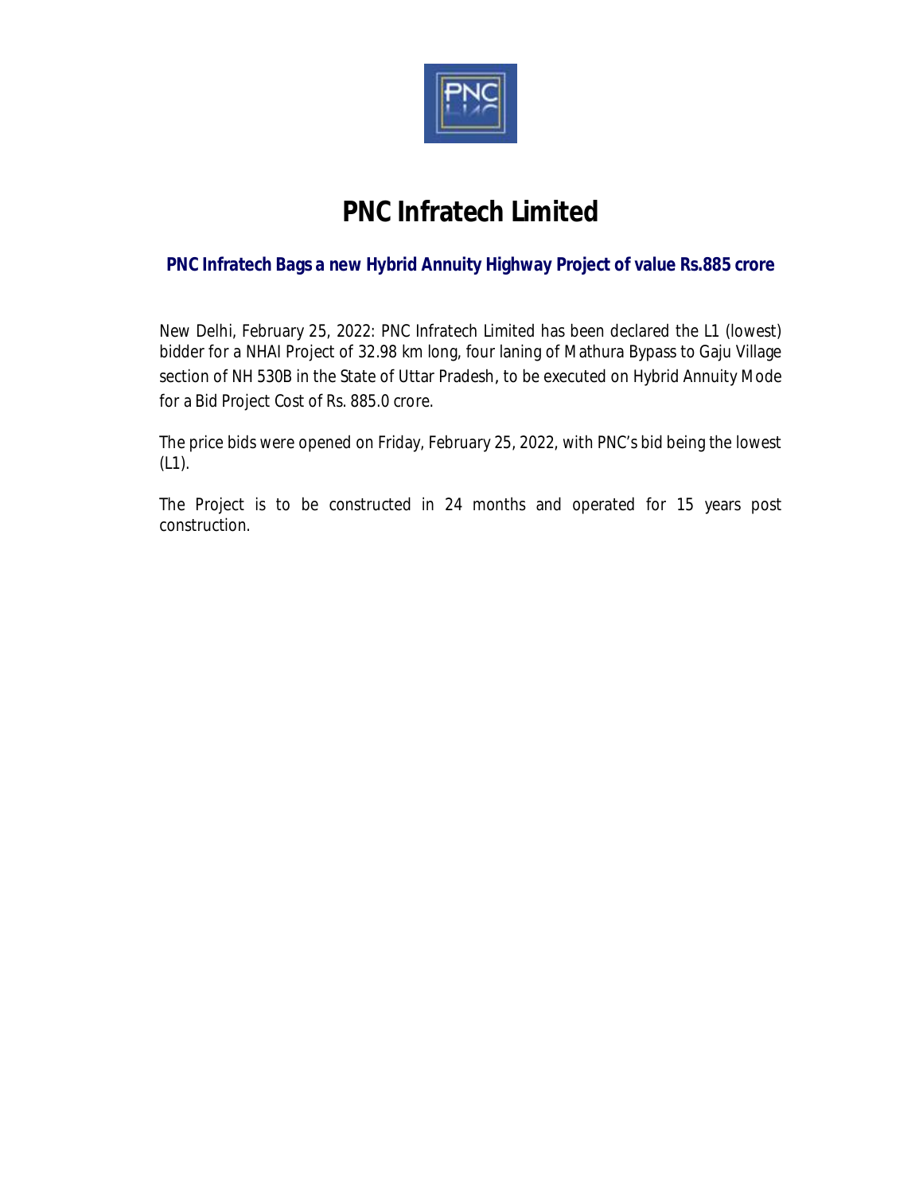# PNC Infratech Limited

## PNC Infratech Bags a new Hybrid Annuity Highway Project of value Rs.885 crore

New Delhi, February 25, 2022: PNC Infratech Limited has been declared the L1 (lowest) bidder for a NHAI Project of 32.98 km long, four laning of Mathura Bypass to Gaju Village section of NH 530B in the State of Uttar Pradesh, to be executed on Hybrid Annuity Mode for a Bid Project Cost of Rs. 885.0 crore.

The price bids were opened on Friday, February 25, 2022, with PNC's bid being the lowest (L1).

The Project is to be constructed in 24 months and operated for 15 years post construction.